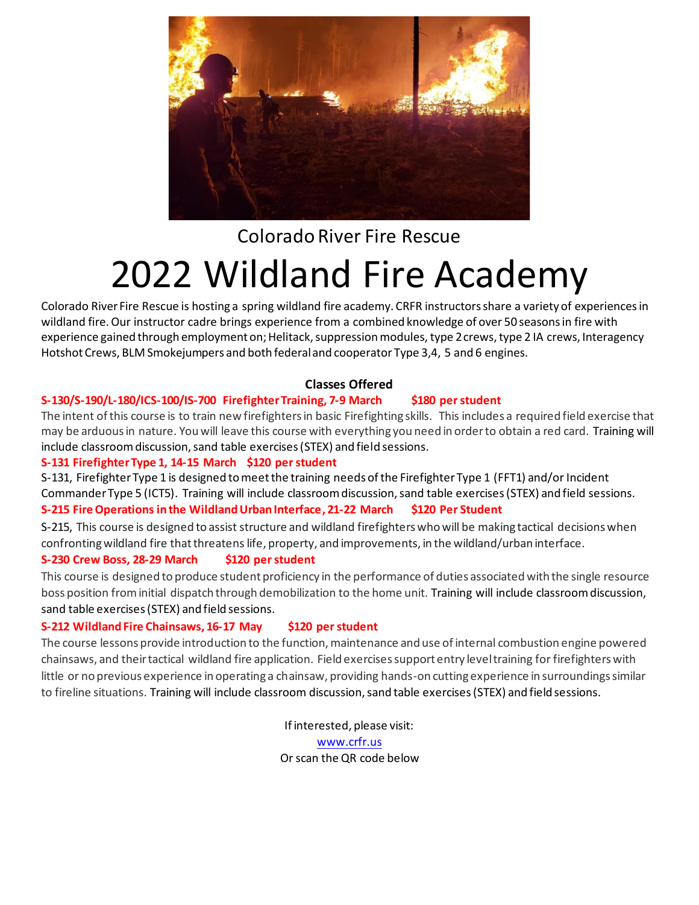Colorado River Fire Rescue

# 2022 Wildland Fire Academy

Colorado River Fire Rescue is hosting a spring wildland fire academy. CRFR instructors share a variety of experiences in wildland fire. Our instructor cadre brings experience from a combined knowledge of over 50 seasons in fire with experience gained through employment on; Helitack, suppression modules, type 2 crews, type 2 IA crews, Interagency Hotshot Crews, BLM Smokejumpers and both federal and cooperator Type 3,4, 5 and 6 engines.

## Classes Offered

**S-130/S-190/L-180/ICS-100/IS-700 Firefighter Training, 7-9 March $180 per student**

The intent of this course is to train new firefighters in basic Firefighting skills. This includes a required field exercise that may be arduous in nature. You will leave this course with everything you need in order to obtain a red card. Training will include classroom discussion, sand table exercises (STEX) and field sessions.

**S-131 Firefighter Type 1, 14-15 March $120 per student**

S-131, Firefighter Type 1 is designed to meet the training needs of the Firefighter Type 1 (FFT1) and/or Incident Commander Type 5 (ICT5). Training will include classroom discussion, sand table exercises (STEX) and field sessions.

**S-215 Fire Operations in the Wildland Urban Interface, 21-22 March $120 Per Student**

S-215, This course is designed to assist structure and wildland firefighters who will be making tactical decisions when confronting wildland fire that threatens life, property, and improvements, in the wildland/urban interface.

**S-230 Crew Boss, 28-29 March $120 per student**

This course is designed to produce student proficiency in the performance of duties associated with the single resource boss position from initial dispatch through demobilization to the home unit. Training will include classroom discussion, sand table exercises (STEX) and field sessions.

**S-212 Wildland Fire Chainsaws, 16-17 May $120 per student**

The course lessons provide introduction to the function, maintenance and use of internal combustion engine powered chainsaws, and their tactical wildland fire application. Field exercises support entry level training for firefighters with little or no previous experience in operating a chainsaw, providing hands-on cutting experience in surroundings similar to fireline situations. Training will include classroom discussion, sand table exercises (STEX) and field sessions.

If interested, please visit:
[www.crfr.us](http://www.crfr.us)
Or scan the QR code below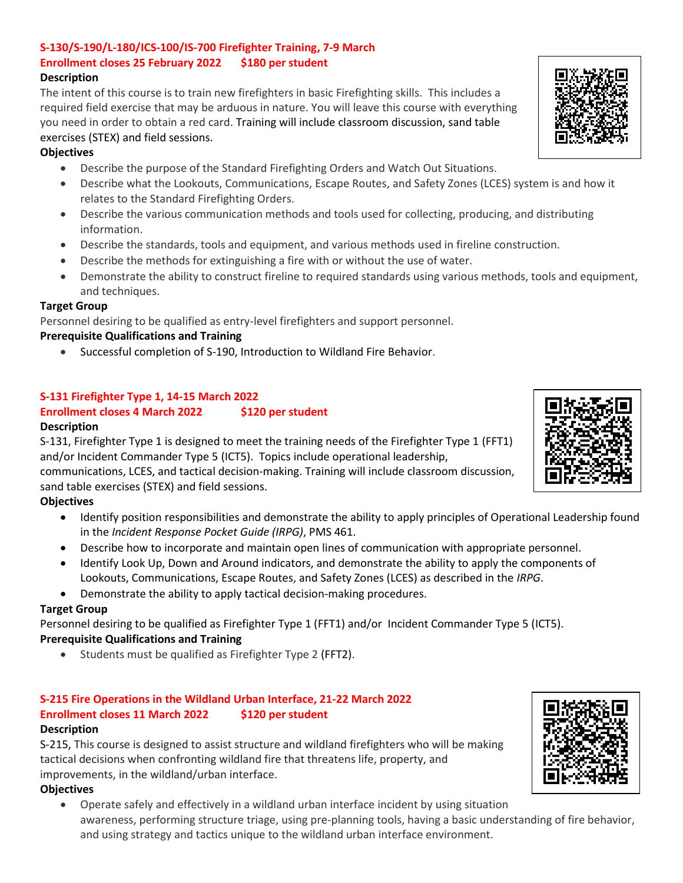### S-130/S-190/L-180/ICS-100/IS-700 Firefighter Training, 7-9 March

**Enrollment closes 25 February 2022 $180 per student**

**Description**

The intent of this course is to train new firefighters in basic Firefighting skills. This includes a required field exercise that may be arduous in nature. You will leave this course with everything you need in order to obtain a red card. Training will include classroom discussion, sand table exercises (STEX) and field sessions.

**Objectives**

- Describe the purpose of the Standard Firefighting Orders and Watch Out Situations.
- Describe what the Lookouts, Communications, Escape Routes, and Safety Zones (LCES) system is and how it relates to the Standard Firefighting Orders.
- Describe the various communication methods and tools used for collecting, producing, and distributing information.
- Describe the standards, tools and equipment, and various methods used in fireline construction.
- Describe the methods for extinguishing a fire with or without the use of water.
- Demonstrate the ability to construct fireline to required standards using various methods, tools and equipment, and techniques.

**Target Group**

Personnel desiring to be qualified as entry-level firefighters and support personnel.

**Prerequisite Qualifications and Training**

- Successful completion of S-190, Introduction to Wildland Fire Behavior.

### S-131 Firefighter Type 1, 14-15 March 2022

**Enrollment closes 4 March 2022 $120 per student**

**Description**

S-131, Firefighter Type 1 is designed to meet the training needs of the Firefighter Type 1 (FFT1) and/or Incident Commander Type 5 (ICT5). Topics include operational leadership, communications, LCES, and tactical decision-making. Training will include classroom discussion, sand table exercises (STEX) and field sessions.

**Objectives**

- Identify position responsibilities and demonstrate the ability to apply principles of Operational Leadership found in the *Incident Response Pocket Guide (IRPG)*, PMS 461.
- Describe how to incorporate and maintain open lines of communication with appropriate personnel.
- Identify Look Up, Down and Around indicators, and demonstrate the ability to apply the components of Lookouts, Communications, Escape Routes, and Safety Zones (LCES) as described in the *IRPG*.
- Demonstrate the ability to apply tactical decision-making procedures.

**Target Group**

Personnel desiring to be qualified as Firefighter Type 1 (FFT1) and/or Incident Commander Type 5 (ICT5).

**Prerequisite Qualifications and Training**

- Students must be qualified as Firefighter Type 2 (FFT2).

### S-215 Fire Operations in the Wildland Urban Interface, 21-22 March 2022

**Enrollment closes 11 March 2022 $120 per student**

**Description**

S-215, This course is designed to assist structure and wildland firefighters who will be making tactical decisions when confronting wildland fire that threatens life, property, and improvements, in the wildland/urban interface.

**Objectives**

- Operate safely and effectively in a wildland urban interface incident by using situation awareness, performing structure triage, using pre-planning tools, having a basic understanding of fire behavior, and using strategy and tactics unique to the wildland urban interface environment.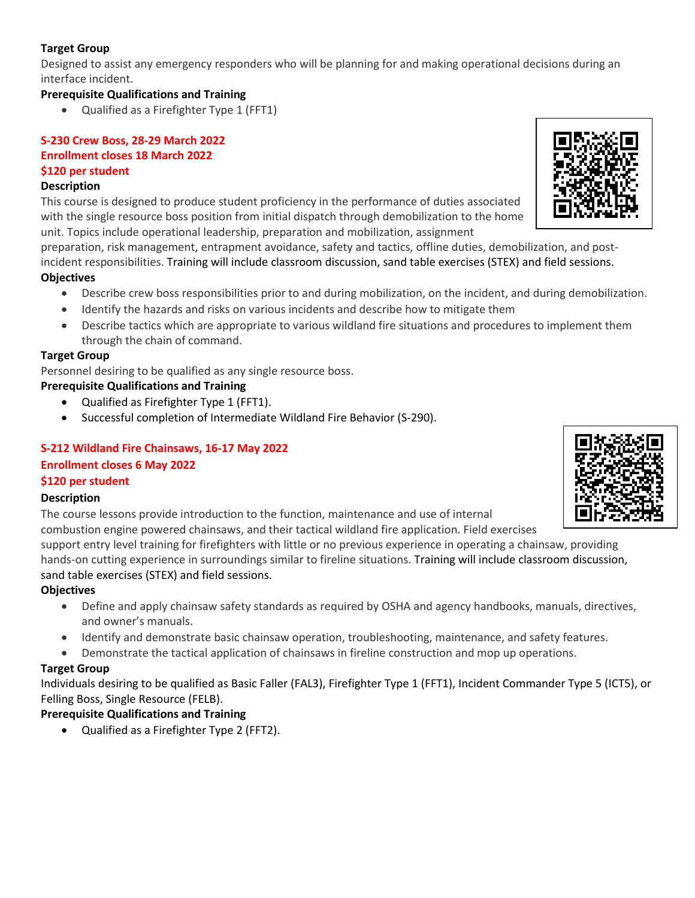**Target Group**

Designed to assist any emergency responders who will be planning for and making operational decisions during an interface incident.

**Prerequisite Qualifications and Training**

- Qualified as a Firefighter Type 1 (FFT1)

## S-230 Crew Boss, 28-29 March 2022

**Enrollment closes 18 March 2022**

**$120 per student**

**Description**

This course is designed to produce student proficiency in the performance of duties associated with the single resource boss position from initial dispatch through demobilization to the home unit. Topics include operational leadership, preparation and mobilization, assignment preparation, risk management, entrapment avoidance, safety and tactics, offline duties, demobilization, and post-incident responsibilities. Training will include classroom discussion, sand table exercises (STEX) and field sessions.

**Objectives**

- Describe crew boss responsibilities prior to and during mobilization, on the incident, and during demobilization.
- Identify the hazards and risks on various incidents and describe how to mitigate them
- Describe tactics which are appropriate to various wildland fire situations and procedures to implement them through the chain of command.

**Target Group**

Personnel desiring to be qualified as any single resource boss.

**Prerequisite Qualifications and Training**

- Qualified as Firefighter Type 1 (FFT1).
- Successful completion of Intermediate Wildland Fire Behavior (S-290).

## S-212 Wildland Fire Chainsaws, 16-17 May 2022

**Enrollment closes 6 May 2022**

**$120 per student**

**Description**

The course lessons provide introduction to the function, maintenance and use of internal combustion engine powered chainsaws, and their tactical wildland fire application. Field exercises support entry level training for firefighters with little or no previous experience in operating a chainsaw, providing hands-on cutting experience in surroundings similar to fireline situations. Training will include classroom discussion, sand table exercises (STEX) and field sessions.

**Objectives**

- Define and apply chainsaw safety standards as required by OSHA and agency handbooks, manuals, directives, and owner's manuals.
- Identify and demonstrate basic chainsaw operation, troubleshooting, maintenance, and safety features.
- Demonstrate the tactical application of chainsaws in fireline construction and mop up operations.

**Target Group**

Individuals desiring to be qualified as Basic Faller (FAL3), Firefighter Type 1 (FFT1), Incident Commander Type 5 (ICT5), or Felling Boss, Single Resource (FELB).

**Prerequisite Qualifications and Training**

- Qualified as a Firefighter Type 2 (FFT2).